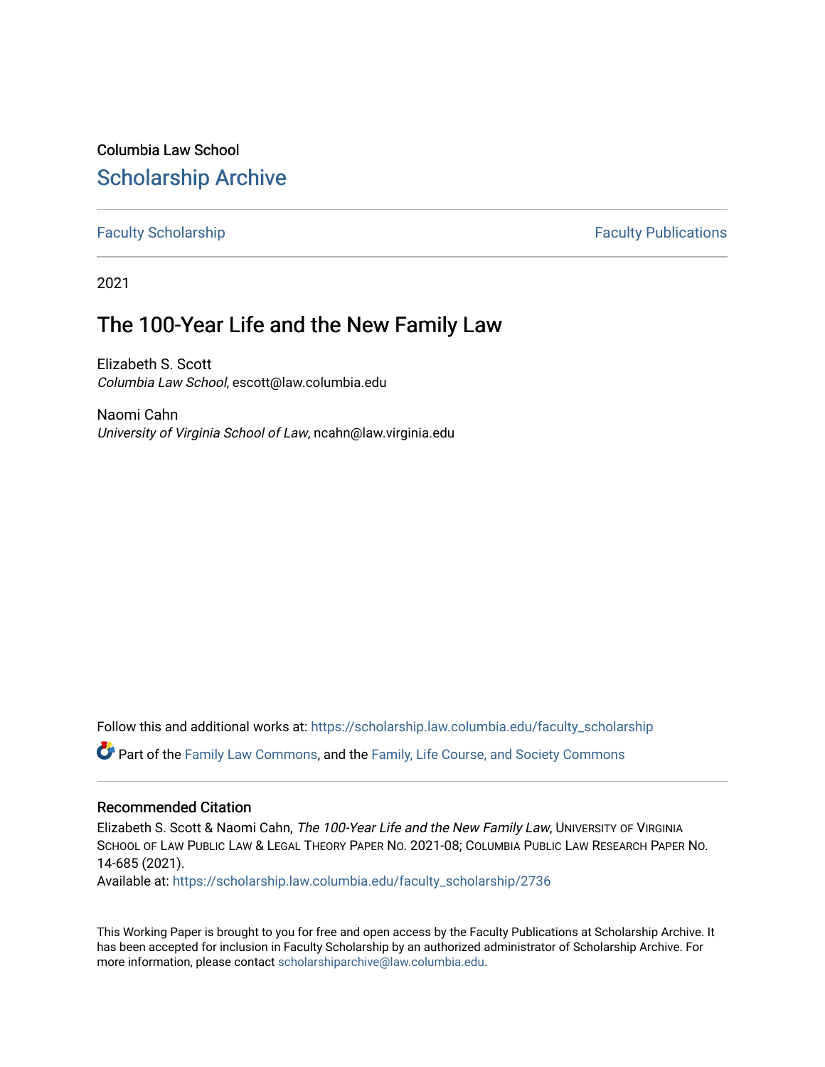Columbia Law School

# Scholarship Archive

Faculty Scholarship | Faculty Publications

2021

## The 100-Year Life and the New Family Law

Elizabeth S. Scott
*Columbia Law School*, escott@law.columbia.edu

Naomi Cahn
*University of Virginia School of Law*, ncahn@law.virginia.edu

Follow this and additional works at: https://scholarship.law.columbia.edu/faculty_scholarship

Part of the Family Law Commons, and the Family, Life Course, and Society Commons

### Recommended Citation

Elizabeth S. Scott & Naomi Cahn, *The 100-Year Life and the New Family Law*, UNIVERSITY OF VIRGINIA SCHOOL OF LAW PUBLIC LAW & LEGAL THEORY PAPER NO. 2021-08; COLUMBIA PUBLIC LAW RESEARCH PAPER NO. 14-685 (2021).
Available at: https://scholarship.law.columbia.edu/faculty_scholarship/2736

This Working Paper is brought to you for free and open access by the Faculty Publications at Scholarship Archive. It has been accepted for inclusion in Faculty Scholarship by an authorized administrator of Scholarship Archive. For more information, please contact scholarshiparchive@law.columbia.edu.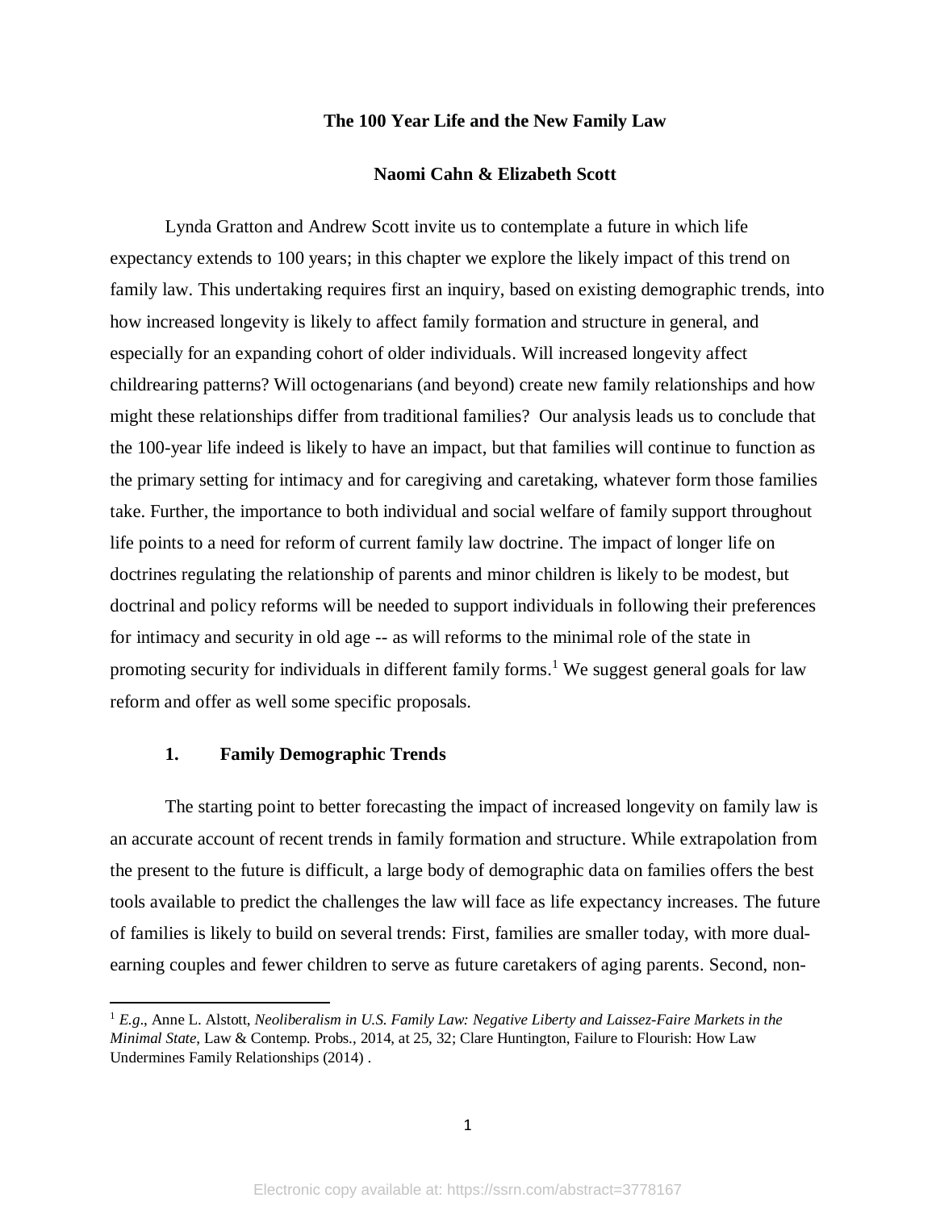**The 100 Year Life and the New Family Law**

**Naomi Cahn & Elizabeth Scott**

Lynda Gratton and Andrew Scott invite us to contemplate a future in which life expectancy extends to 100 years; in this chapter we explore the likely impact of this trend on family law. This undertaking requires first an inquiry, based on existing demographic trends, into how increased longevity is likely to affect family formation and structure in general, and especially for an expanding cohort of older individuals. Will increased longevity affect childrearing patterns? Will octogenarians (and beyond) create new family relationships and how might these relationships differ from traditional families? Our analysis leads us to conclude that the 100-year life indeed is likely to have an impact, but that families will continue to function as the primary setting for intimacy and for caregiving and caretaking, whatever form those families take. Further, the importance to both individual and social welfare of family support throughout life points to a need for reform of current family law doctrine. The impact of longer life on doctrines regulating the relationship of parents and minor children is likely to be modest, but doctrinal and policy reforms will be needed to support individuals in following their preferences for intimacy and security in old age -- as will reforms to the minimal role of the state in promoting security for individuals in different family forms.[1] We suggest general goals for law reform and offer as well some specific proposals.

## 1. Family Demographic Trends

The starting point to better forecasting the impact of increased longevity on family law is an accurate account of recent trends in family formation and structure. While extrapolation from the present to the future is difficult, a large body of demographic data on families offers the best tools available to predict the challenges the law will face as life expectancy increases. The future of families is likely to build on several trends: First, families are smaller today, with more dual-earning couples and fewer children to serve as future caretakers of aging parents. Second, non-

[1] *E.g*., Anne L. Alstott, *Neoliberalism in U.S. Family Law: Negative Liberty and Laissez-Faire Markets in the Minimal State*, Law & Contemp. Probs., 2014, at 25, 32; Clare Huntington, Failure to Flourish: How Law Undermines Family Relationships (2014) .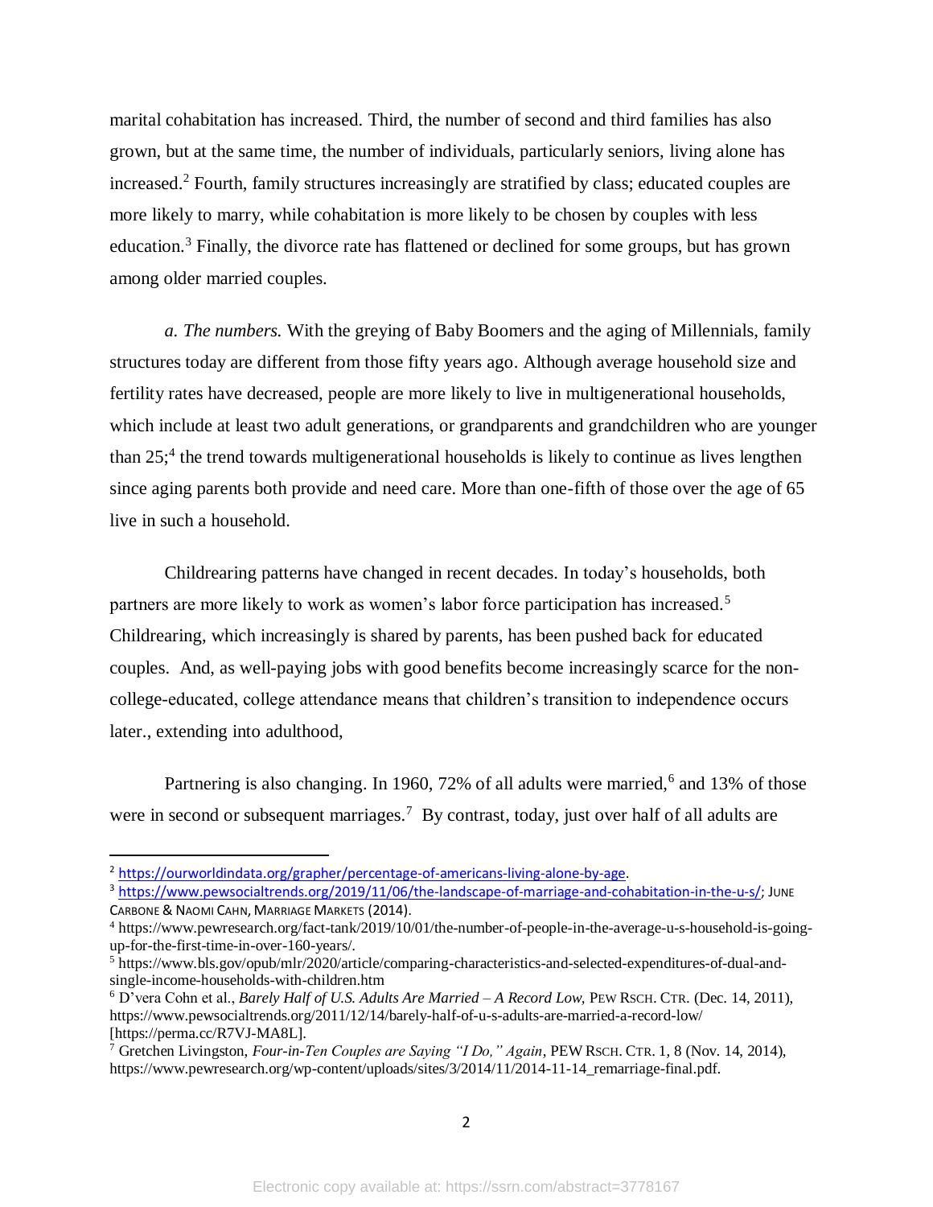marital cohabitation has increased. Third, the number of second and third families has also grown, but at the same time, the number of individuals, particularly seniors, living alone has increased.[2] Fourth, family structures increasingly are stratified by class; educated couples are more likely to marry, while cohabitation is more likely to be chosen by couples with less education.[3] Finally, the divorce rate has flattened or declined for some groups, but has grown among older married couples.

*a. The numbers.* With the greying of Baby Boomers and the aging of Millennials, family structures today are different from those fifty years ago. Although average household size and fertility rates have decreased, people are more likely to live in multigenerational households, which include at least two adult generations, or grandparents and grandchildren who are younger than 25;[4] the trend towards multigenerational households is likely to continue as lives lengthen since aging parents both provide and need care. More than one-fifth of those over the age of 65 live in such a household.

Childrearing patterns have changed in recent decades. In today's households, both partners are more likely to work as women's labor force participation has increased.[5] Childrearing, which increasingly is shared by parents, has been pushed back for educated couples. And, as well-paying jobs with good benefits become increasingly scarce for the non-college-educated, college attendance means that children's transition to independence occurs later., extending into adulthood,

Partnering is also changing. In 1960, 72% of all adults were married,[6] and 13% of those were in second or subsequent marriages.[7] By contrast, today, just over half of all adults are

---

[2] https://ourworldindata.org/grapher/percentage-of-americans-living-alone-by-age.

[3] https://www.pewsocialtrends.org/2019/11/06/the-landscape-of-marriage-and-cohabitation-in-the-u-s/; JUNE CARBONE & NAOMI CAHN, MARRIAGE MARKETS (2014).

[4] https://www.pewresearch.org/fact-tank/2019/10/01/the-number-of-people-in-the-average-u-s-household-is-going-up-for-the-first-time-in-over-160-years/.

[5] https://www.bls.gov/opub/mlr/2020/article/comparing-characteristics-and-selected-expenditures-of-dual-and-single-income-households-with-children.htm

[6] D'vera Cohn et al., *Barely Half of U.S. Adults Are Married – A Record Low,* PEW RSCH. CTR. (Dec. 14, 2011), https://www.pewsocialtrends.org/2011/12/14/barely-half-of-u-s-adults-are-married-a-record-low/ [https://perma.cc/R7VJ-MA8L].

[7] Gretchen Livingston, *Four-in-Ten Couples are Saying "I Do," Again*, PEW RSCH. CTR. 1, 8 (Nov. 14, 2014), https://www.pewresearch.org/wp-content/uploads/sites/3/2014/11/2014-11-14_remarriage-final.pdf.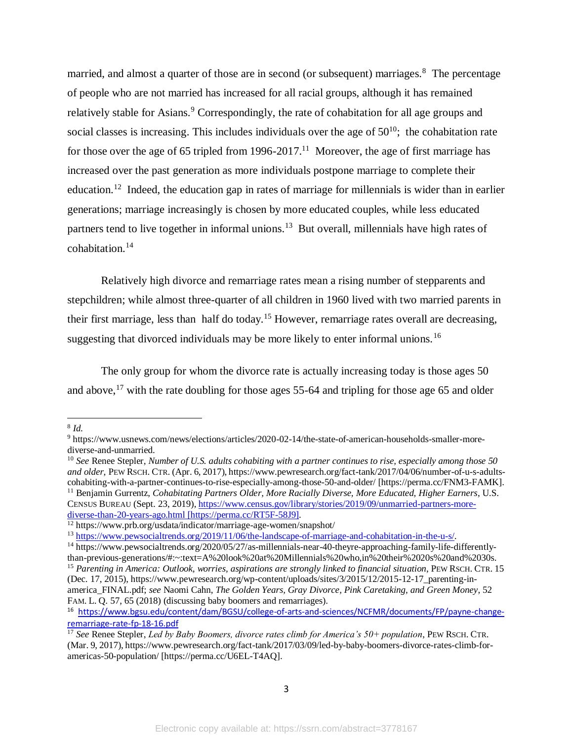married, and almost a quarter of those are in second (or subsequent) marriages.[8] The percentage of people who are not married has increased for all racial groups, although it has remained relatively stable for Asians.[9] Correspondingly, the rate of cohabitation for all age groups and social classes is increasing. This includes individuals over the age of 50[10]; the cohabitation rate for those over the age of 65 tripled from 1996-2017.[11] Moreover, the age of first marriage has increased over the past generation as more individuals postpone marriage to complete their education.[12] Indeed, the education gap in rates of marriage for millennials is wider than in earlier generations; marriage increasingly is chosen by more educated couples, while less educated partners tend to live together in informal unions.[13] But overall, millennials have high rates of cohabitation.[14]

Relatively high divorce and remarriage rates mean a rising number of stepparents and stepchildren; while almost three-quarter of all children in 1960 lived with two married parents in their first marriage, less than half do today.[15] However, remarriage rates overall are decreasing, suggesting that divorced individuals may be more likely to enter informal unions.[16]

The only group for whom the divorce rate is actually increasing today is those ages 50 and above,[17] with the rate doubling for those ages 55-64 and tripling for those age 65 and older

---

[8] *Id.*

[9] https://www.usnews.com/news/elections/articles/2020-02-14/the-state-of-american-households-smaller-more-diverse-and-unmarried.

[10] *See* Renee Stepler, *Number of U.S. adults cohabiting with a partner continues to rise, especially among those 50 and older*, PEW RSCH. CTR. (Apr. 6, 2017), https://www.pewresearch.org/fact-tank/2017/04/06/number-of-u-s-adults-cohabiting-with-a-partner-continues-to-rise-especially-among-those-50-and-older/ [https://perma.cc/FNM3-FAMK].

[11] Benjamin Gurrentz, *Cohabitating Partners Older, More Racially Diverse, More Educated, Higher Earners*, U.S. CENSUS BUREAU (Sept. 23, 2019), https://www.census.gov/library/stories/2019/09/unmarried-partners-more-diverse-than-20-years-ago.html [https://perma.cc/RT5F-58J9].

[12] https://www.prb.org/usdata/indicator/marriage-age-women/snapshot/

[13] https://www.pewsocialtrends.org/2019/11/06/the-landscape-of-marriage-and-cohabitation-in-the-u-s/.

[14] https://www.pewsocialtrends.org/2020/05/27/as-millennials-near-40-theyre-approaching-family-life-differently-than-previous-generations/#:~:text=A%20look%20at%20Millennials%20who,in%20their%2020s%20and%2030s.

[15] *Parenting in America: Outlook, worries, aspirations are strongly linked to financial situation*, PEW RSCH. CTR. 15 (Dec. 17, 2015), https://www.pewresearch.org/wp-content/uploads/sites/3/2015/12/2015-12-17_parenting-in-america_FINAL.pdf; *see* Naomi Cahn, *The Golden Years, Gray Divorce, Pink Caretaking, and Green Money*, 52 FAM. L. Q. 57, 65 (2018) (discussing baby boomers and remarriages).

[16] https://www.bgsu.edu/content/dam/BGSU/college-of-arts-and-sciences/NCFMR/documents/FP/payne-change-remarriage-rate-fp-18-16.pdf

[17] *See* Renee Stepler, *Led by Baby Boomers, divorce rates climb for America's 50+ population*, PEW RSCH. CTR. (Mar. 9, 2017), https://www.pewresearch.org/fact-tank/2017/03/09/led-by-baby-boomers-divorce-rates-climb-for-americas-50-population/ [https://perma.cc/U6EL-T4AQ].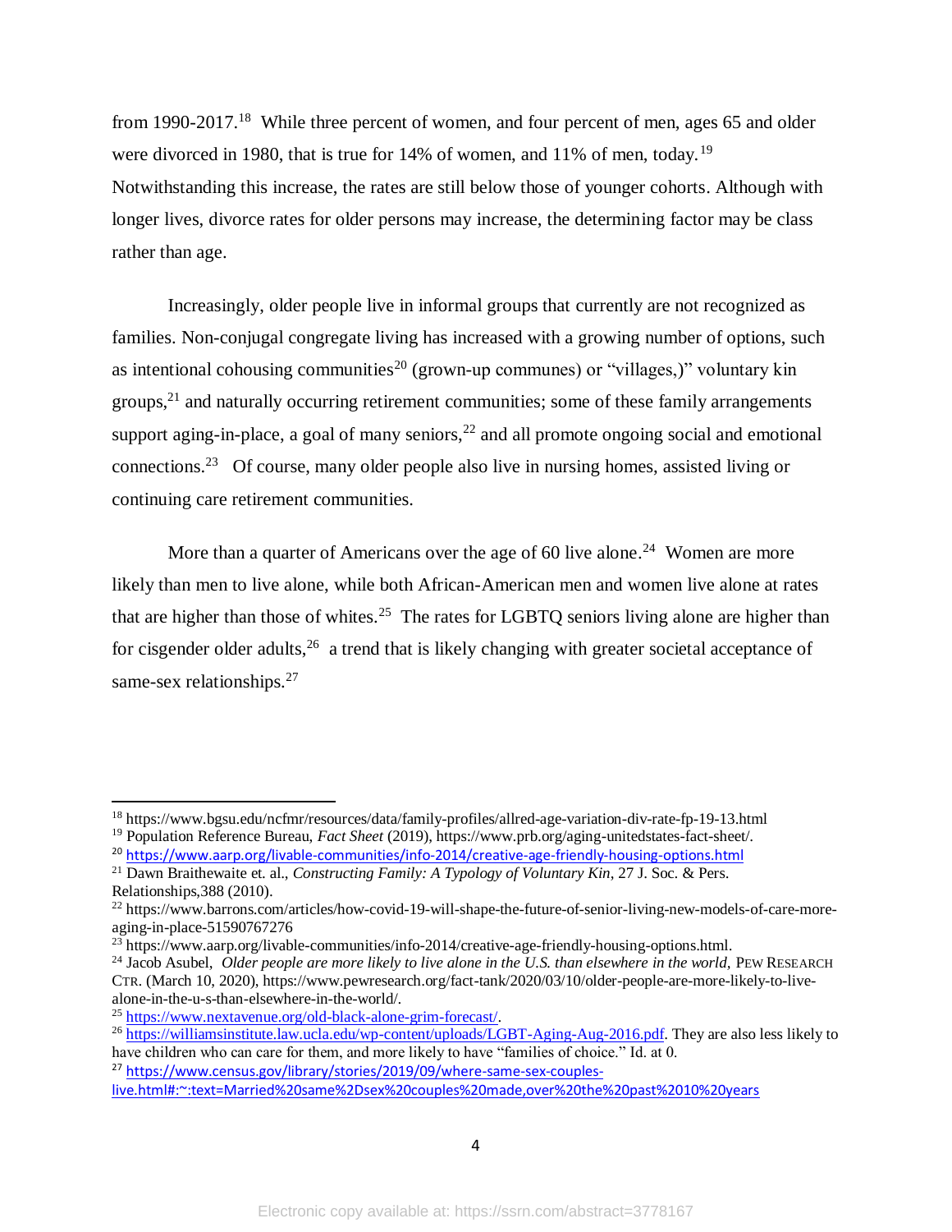from 1990-2017.[18] While three percent of women, and four percent of men, ages 65 and older were divorced in 1980, that is true for 14% of women, and 11% of men, today.[19] Notwithstanding this increase, the rates are still below those of younger cohorts. Although with longer lives, divorce rates for older persons may increase, the determining factor may be class rather than age.

Increasingly, older people live in informal groups that currently are not recognized as families. Non-conjugal congregate living has increased with a growing number of options, such as intentional cohousing communities[20] (grown-up communes) or "villages,)" voluntary kin groups,[21] and naturally occurring retirement communities; some of these family arrangements support aging-in-place, a goal of many seniors,[22] and all promote ongoing social and emotional connections.[23] Of course, many older people also live in nursing homes, assisted living or continuing care retirement communities.

More than a quarter of Americans over the age of 60 live alone.[24] Women are more likely than men to live alone, while both African-American men and women live alone at rates that are higher than those of whites.[25] The rates for LGBTQ seniors living alone are higher than for cisgender older adults,[26] a trend that is likely changing with greater societal acceptance of same-sex relationships.[27]

---

[18] https://www.bgsu.edu/ncfmr/resources/data/family-profiles/allred-age-variation-div-rate-fp-19-13.html

[19] Population Reference Bureau, *Fact Sheet* (2019), https://www.prb.org/aging-unitedstates-fact-sheet/.

[20] https://www.aarp.org/livable-communities/info-2014/creative-age-friendly-housing-options.html

[21] Dawn Braithewaite et. al., *Constructing Family: A Typology of Voluntary Kin*, 27 J. Soc. & Pers. Relationships,388 (2010).

[22] https://www.barrons.com/articles/how-covid-19-will-shape-the-future-of-senior-living-new-models-of-care-more-aging-in-place-51590767276

[23] https://www.aarp.org/livable-communities/info-2014/creative-age-friendly-housing-options.html.

[24] Jacob Asubel, *Older people are more likely to live alone in the U.S. than elsewhere in the world,* PEW RESEARCH CTR. (March 10, 2020), https://www.pewresearch.org/fact-tank/2020/03/10/older-people-are-more-likely-to-live-alone-in-the-u-s-than-elsewhere-in-the-world/.

[25] https://www.nextavenue.org/old-black-alone-grim-forecast/.

[26] https://williamsinstitute.law.ucla.edu/wp-content/uploads/LGBT-Aging-Aug-2016.pdf. They are also less likely to have children who can care for them, and more likely to have "families of choice." Id. at 0.

[27] https://www.census.gov/library/stories/2019/09/where-same-sex-couples-live.html#:~:text=Married%20same%2Dsex%20couples%20made,over%20the%20past%2010%20years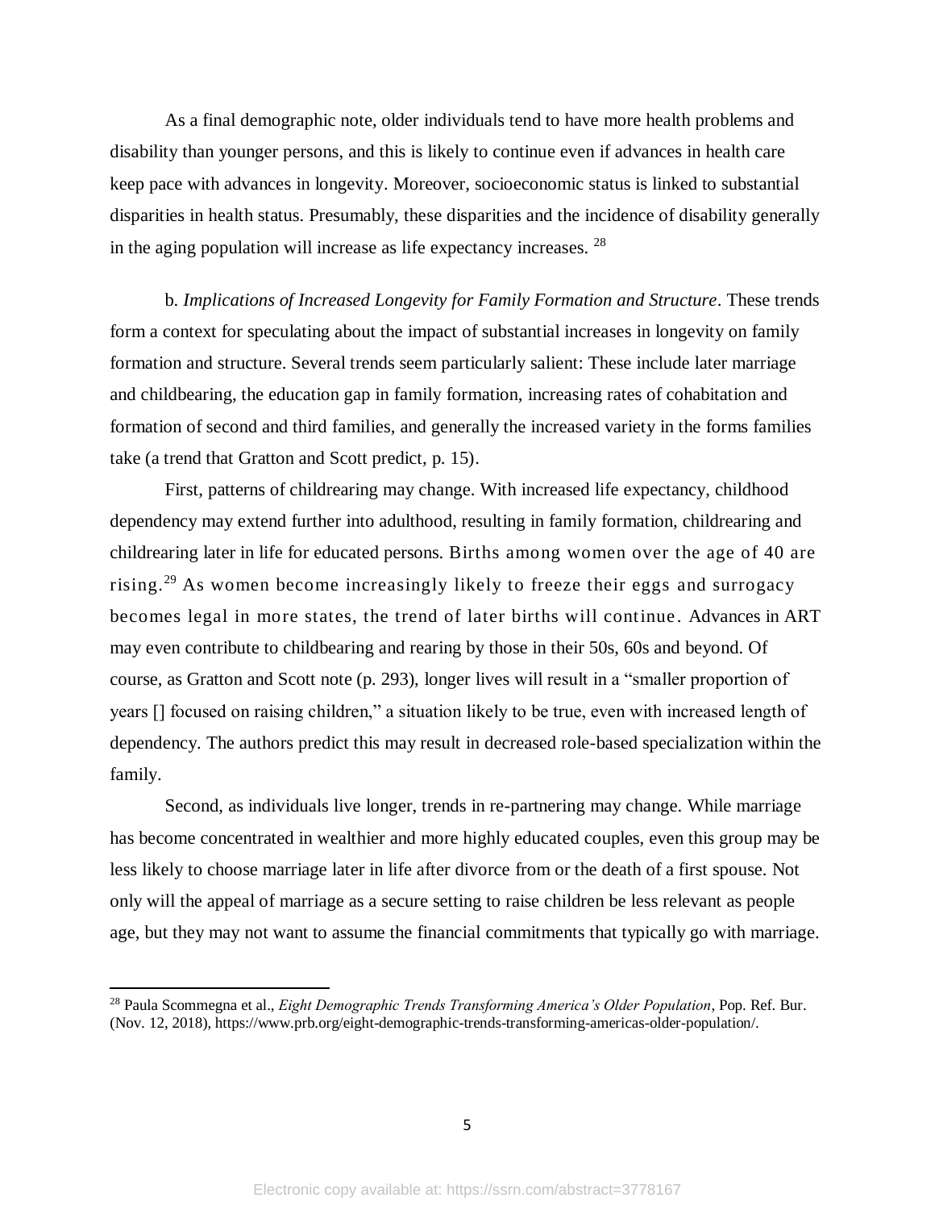As a final demographic note, older individuals tend to have more health problems and disability than younger persons, and this is likely to continue even if advances in health care keep pace with advances in longevity. Moreover, socioeconomic status is linked to substantial disparities in health status. Presumably, these disparities and the incidence of disability generally in the aging population will increase as life expectancy increases. [28]

b. *Implications of Increased Longevity for Family Formation and Structure*. These trends form a context for speculating about the impact of substantial increases in longevity on family formation and structure. Several trends seem particularly salient: These include later marriage and childbearing, the education gap in family formation, increasing rates of cohabitation and formation of second and third families, and generally the increased variety in the forms families take (a trend that Gratton and Scott predict, p. 15).

First, patterns of childrearing may change. With increased life expectancy, childhood dependency may extend further into adulthood, resulting in family formation, childrearing and childrearing later in life for educated persons. Births among women over the age of 40 are rising.[29] As women become increasingly likely to freeze their eggs and surrogacy becomes legal in more states, the trend of later births will continue. Advances in ART may even contribute to childbearing and rearing by those in their 50s, 60s and beyond. Of course, as Gratton and Scott note (p. 293), longer lives will result in a "smaller proportion of years [] focused on raising children," a situation likely to be true, even with increased length of dependency. The authors predict this may result in decreased role-based specialization within the family.

Second, as individuals live longer, trends in re-partnering may change. While marriage has become concentrated in wealthier and more highly educated couples, even this group may be less likely to choose marriage later in life after divorce from or the death of a first spouse. Not only will the appeal of marriage as a secure setting to raise children be less relevant as people age, but they may not want to assume the financial commitments that typically go with marriage.

---

[28] Paula Scommegna et al., *Eight Demographic Trends Transforming America's Older Population*, Pop. Ref. Bur. (Nov. 12, 2018), https://www.prb.org/eight-demographic-trends-transforming-americas-older-population/.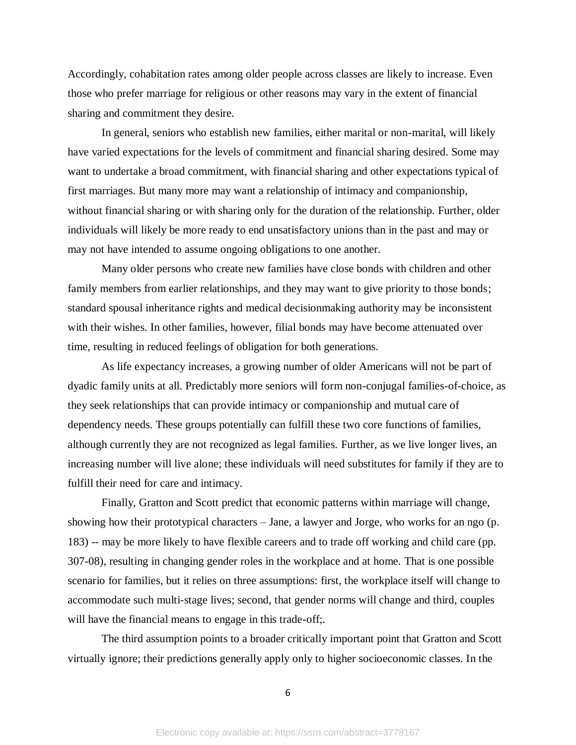Accordingly, cohabitation rates among older people across classes are likely to increase. Even those who prefer marriage for religious or other reasons may vary in the extent of financial sharing and commitment they desire.

In general, seniors who establish new families, either marital or non-marital, will likely have varied expectations for the levels of commitment and financial sharing desired. Some may want to undertake a broad commitment, with financial sharing and other expectations typical of first marriages. But many more may want a relationship of intimacy and companionship, without financial sharing or with sharing only for the duration of the relationship. Further, older individuals will likely be more ready to end unsatisfactory unions than in the past and may or may not have intended to assume ongoing obligations to one another.

Many older persons who create new families have close bonds with children and other family members from earlier relationships, and they may want to give priority to those bonds; standard spousal inheritance rights and medical decisionmaking authority may be inconsistent with their wishes. In other families, however, filial bonds may have become attenuated over time, resulting in reduced feelings of obligation for both generations.

As life expectancy increases, a growing number of older Americans will not be part of dyadic family units at all. Predictably more seniors will form non-conjugal families-of-choice, as they seek relationships that can provide intimacy or companionship and mutual care of dependency needs. These groups potentially can fulfill these two core functions of families, although currently they are not recognized as legal families. Further, as we live longer lives, an increasing number will live alone; these individuals will need substitutes for family if they are to fulfill their need for care and intimacy.

Finally, Gratton and Scott predict that economic patterns within marriage will change, showing how their prototypical characters – Jane, a lawyer and Jorge, who works for an ngo (p. 183) -- may be more likely to have flexible careers and to trade off working and child care (pp. 307-08), resulting in changing gender roles in the workplace and at home. That is one possible scenario for families, but it relies on three assumptions: first, the workplace itself will change to accommodate such multi-stage lives; second, that gender norms will change and third, couples will have the financial means to engage in this trade-off;.

The third assumption points to a broader critically important point that Gratton and Scott virtually ignore; their predictions generally apply only to higher socioeconomic classes. In the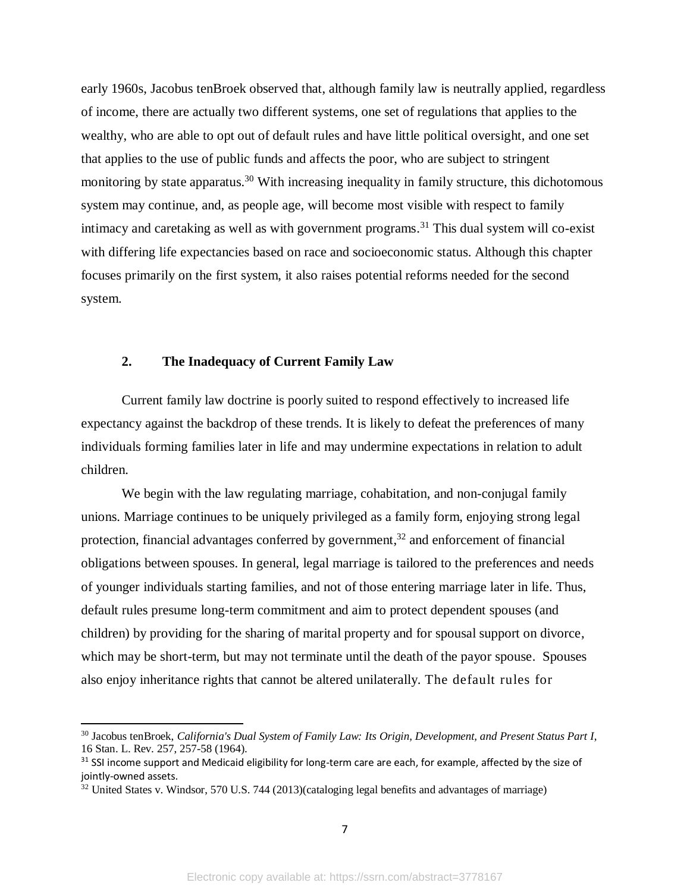early 1960s, Jacobus tenBroek observed that, although family law is neutrally applied, regardless of income, there are actually two different systems, one set of regulations that applies to the wealthy, who are able to opt out of default rules and have little political oversight, and one set that applies to the use of public funds and affects the poor, who are subject to stringent monitoring by state apparatus.[30] With increasing inequality in family structure, this dichotomous system may continue, and, as people age, will become most visible with respect to family intimacy and caretaking as well as with government programs.[31] This dual system will co-exist with differing life expectancies based on race and socioeconomic status. Although this chapter focuses primarily on the first system, it also raises potential reforms needed for the second system.

## 2. The Inadequacy of Current Family Law

Current family law doctrine is poorly suited to respond effectively to increased life expectancy against the backdrop of these trends. It is likely to defeat the preferences of many individuals forming families later in life and may undermine expectations in relation to adult children.

We begin with the law regulating marriage, cohabitation, and non-conjugal family unions. Marriage continues to be uniquely privileged as a family form, enjoying strong legal protection, financial advantages conferred by government,[32] and enforcement of financial obligations between spouses. In general, legal marriage is tailored to the preferences and needs of younger individuals starting families, and not of those entering marriage later in life. Thus, default rules presume long-term commitment and aim to protect dependent spouses (and children) by providing for the sharing of marital property and for spousal support on divorce, which may be short-term, but may not terminate until the death of the payor spouse. Spouses also enjoy inheritance rights that cannot be altered unilaterally. The default rules for

---

[30] Jacobus tenBroek, *California's Dual System of Family Law: Its Origin, Development, and Present Status Part I*, 16 Stan. L. Rev. 257, 257-58 (1964).

[31] SSI income support and Medicaid eligibility for long-term care are each, for example, affected by the size of jointly-owned assets.

[32] United States v. Windsor, 570 U.S. 744 (2013)(cataloging legal benefits and advantages of marriage)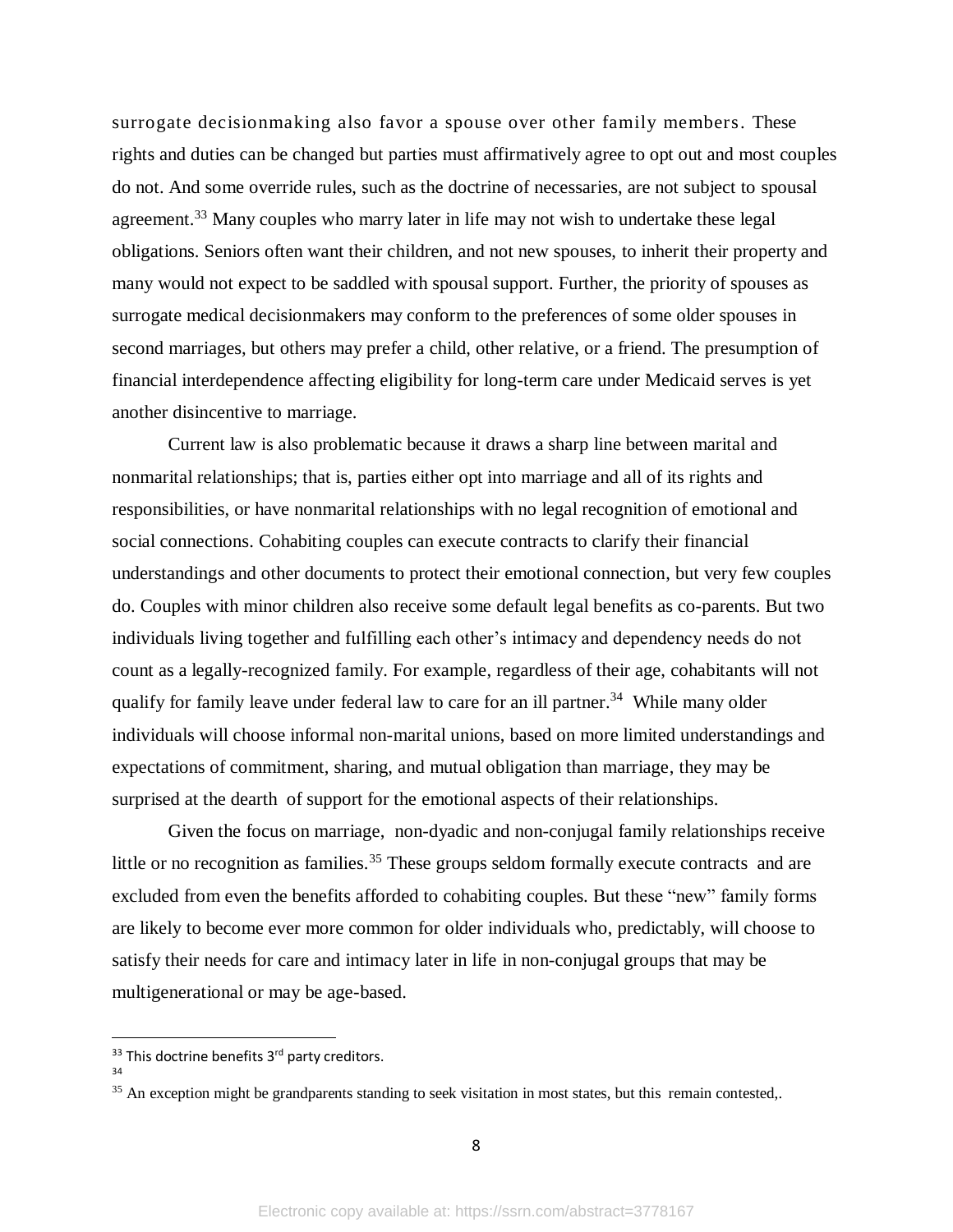surrogate decisionmaking also favor a spouse over other family members. These rights and duties can be changed but parties must affirmatively agree to opt out and most couples do not. And some override rules, such as the doctrine of necessaries, are not subject to spousal agreement.[33] Many couples who marry later in life may not wish to undertake these legal obligations. Seniors often want their children, and not new spouses, to inherit their property and many would not expect to be saddled with spousal support. Further, the priority of spouses as surrogate medical decisionmakers may conform to the preferences of some older spouses in second marriages, but others may prefer a child, other relative, or a friend. The presumption of financial interdependence affecting eligibility for long-term care under Medicaid serves is yet another disincentive to marriage.

Current law is also problematic because it draws a sharp line between marital and nonmarital relationships; that is, parties either opt into marriage and all of its rights and responsibilities, or have nonmarital relationships with no legal recognition of emotional and social connections. Cohabiting couples can execute contracts to clarify their financial understandings and other documents to protect their emotional connection, but very few couples do. Couples with minor children also receive some default legal benefits as co-parents. But two individuals living together and fulfilling each other's intimacy and dependency needs do not count as a legally-recognized family. For example, regardless of their age, cohabitants will not qualify for family leave under federal law to care for an ill partner.[34] While many older individuals will choose informal non-marital unions, based on more limited understandings and expectations of commitment, sharing, and mutual obligation than marriage, they may be surprised at the dearth of support for the emotional aspects of their relationships.

Given the focus on marriage, non-dyadic and non-conjugal family relationships receive little or no recognition as families.[35] These groups seldom formally execute contracts and are excluded from even the benefits afforded to cohabiting couples. But these "new" family forms are likely to become ever more common for older individuals who, predictably, will choose to satisfy their needs for care and intimacy later in life in non-conjugal groups that may be multigenerational or may be age-based.

---

[33] This doctrine benefits 3rd party creditors.

[34]

[35] An exception might be grandparents standing to seek visitation in most states, but this remain contested,.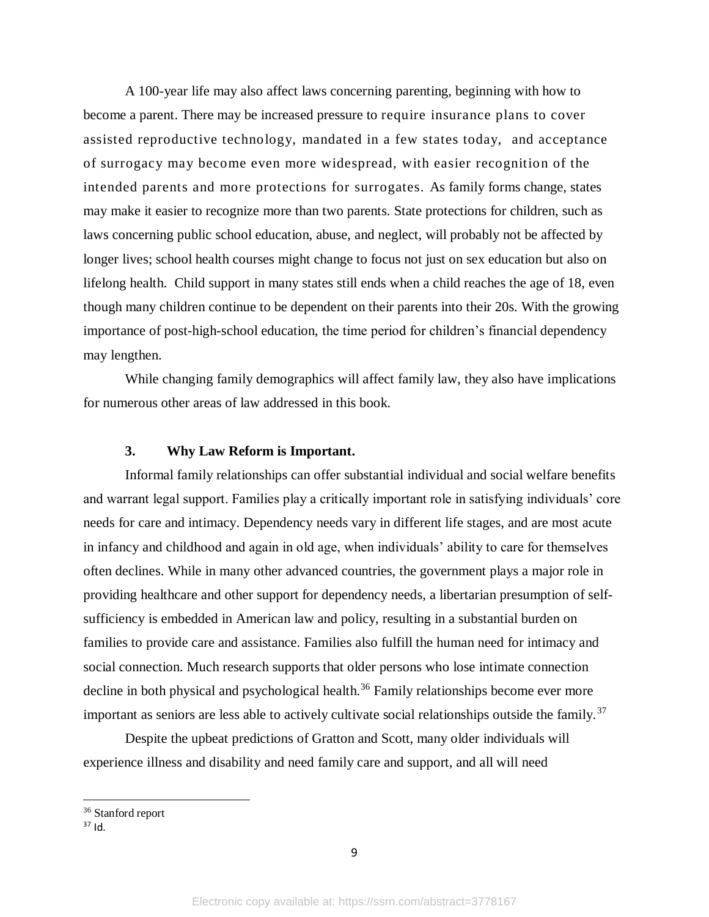A 100-year life may also affect laws concerning parenting, beginning with how to become a parent. There may be increased pressure to require insurance plans to cover assisted reproductive technology, mandated in a few states today, and acceptance of surrogacy may become even more widespread, with easier recognition of the intended parents and more protections for surrogates. As family forms change, states may make it easier to recognize more than two parents. State protections for children, such as laws concerning public school education, abuse, and neglect, will probably not be affected by longer lives; school health courses might change to focus not just on sex education but also on lifelong health. Child support in many states still ends when a child reaches the age of 18, even though many children continue to be dependent on their parents into their 20s. With the growing importance of post-high-school education, the time period for children's financial dependency may lengthen.

While changing family demographics will affect family law, they also have implications for numerous other areas of law addressed in this book.

### 3. Why Law Reform is Important.

Informal family relationships can offer substantial individual and social welfare benefits and warrant legal support. Families play a critically important role in satisfying individuals' core needs for care and intimacy. Dependency needs vary in different life stages, and are most acute in infancy and childhood and again in old age, when individuals' ability to care for themselves often declines. While in many other advanced countries, the government plays a major role in providing healthcare and other support for dependency needs, a libertarian presumption of self-sufficiency is embedded in American law and policy, resulting in a substantial burden on families to provide care and assistance. Families also fulfill the human need for intimacy and social connection. Much research supports that older persons who lose intimate connection decline in both physical and psychological health.[36] Family relationships become ever more important as seniors are less able to actively cultivate social relationships outside the family.[37]

Despite the upbeat predictions of Gratton and Scott, many older individuals will experience illness and disability and need family care and support, and all will need

---

[36] Stanford report

[37] Id.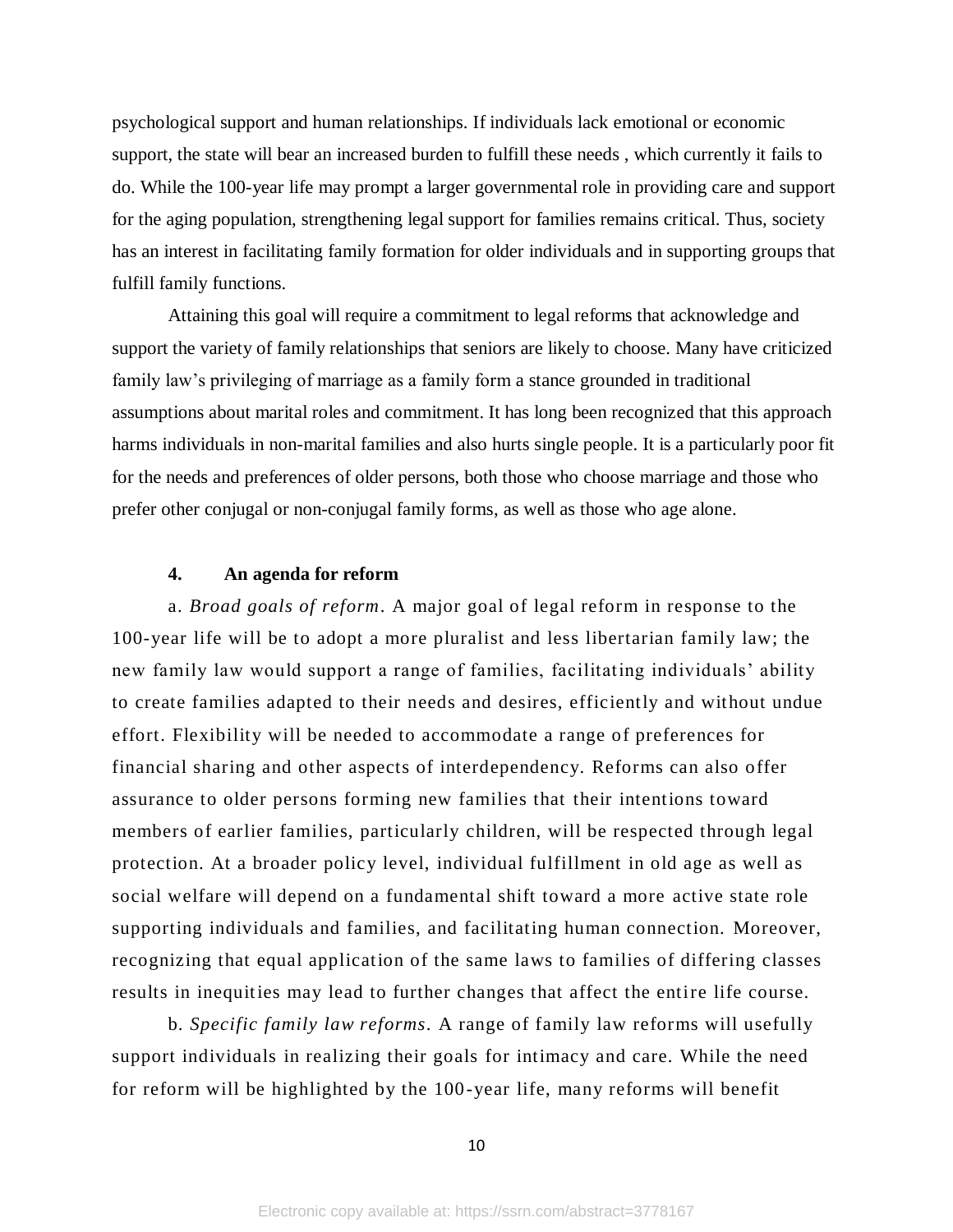psychological support and human relationships. If individuals lack emotional or economic support, the state will bear an increased burden to fulfill these needs , which currently it fails to do. While the 100-year life may prompt a larger governmental role in providing care and support for the aging population, strengthening legal support for families remains critical. Thus, society has an interest in facilitating family formation for older individuals and in supporting groups that fulfill family functions.

Attaining this goal will require a commitment to legal reforms that acknowledge and support the variety of family relationships that seniors are likely to choose. Many have criticized family law's privileging of marriage as a family form a stance grounded in traditional assumptions about marital roles and commitment. It has long been recognized that this approach harms individuals in non-marital families and also hurts single people. It is a particularly poor fit for the needs and preferences of older persons, both those who choose marriage and those who prefer other conjugal or non-conjugal family forms, as well as those who age alone.

## 4. An agenda for reform

a. *Broad goals of reform*. A major goal of legal reform in response to the 100-year life will be to adopt a more pluralist and less libertarian family law; the new family law would support a range of families, facilitating individuals' ability to create families adapted to their needs and desires, efficiently and without undue effort. Flexibility will be needed to accommodate a range of preferences for financial sharing and other aspects of interdependency. Reforms can also offer assurance to older persons forming new families that their intentions toward members of earlier families, particularly children, will be respected through legal protection. At a broader policy level, individual fulfillment in old age as well as social welfare will depend on a fundamental shift toward a more active state role supporting individuals and families, and facilitating human connection. Moreover, recognizing that equal application of the same laws to families of differing classes results in inequities may lead to further changes that affect the entire life course.

b. *Specific family law reforms*. A range of family law reforms will usefully support individuals in realizing their goals for intimacy and care. While the need for reform will be highlighted by the 100-year life, many reforms will benefit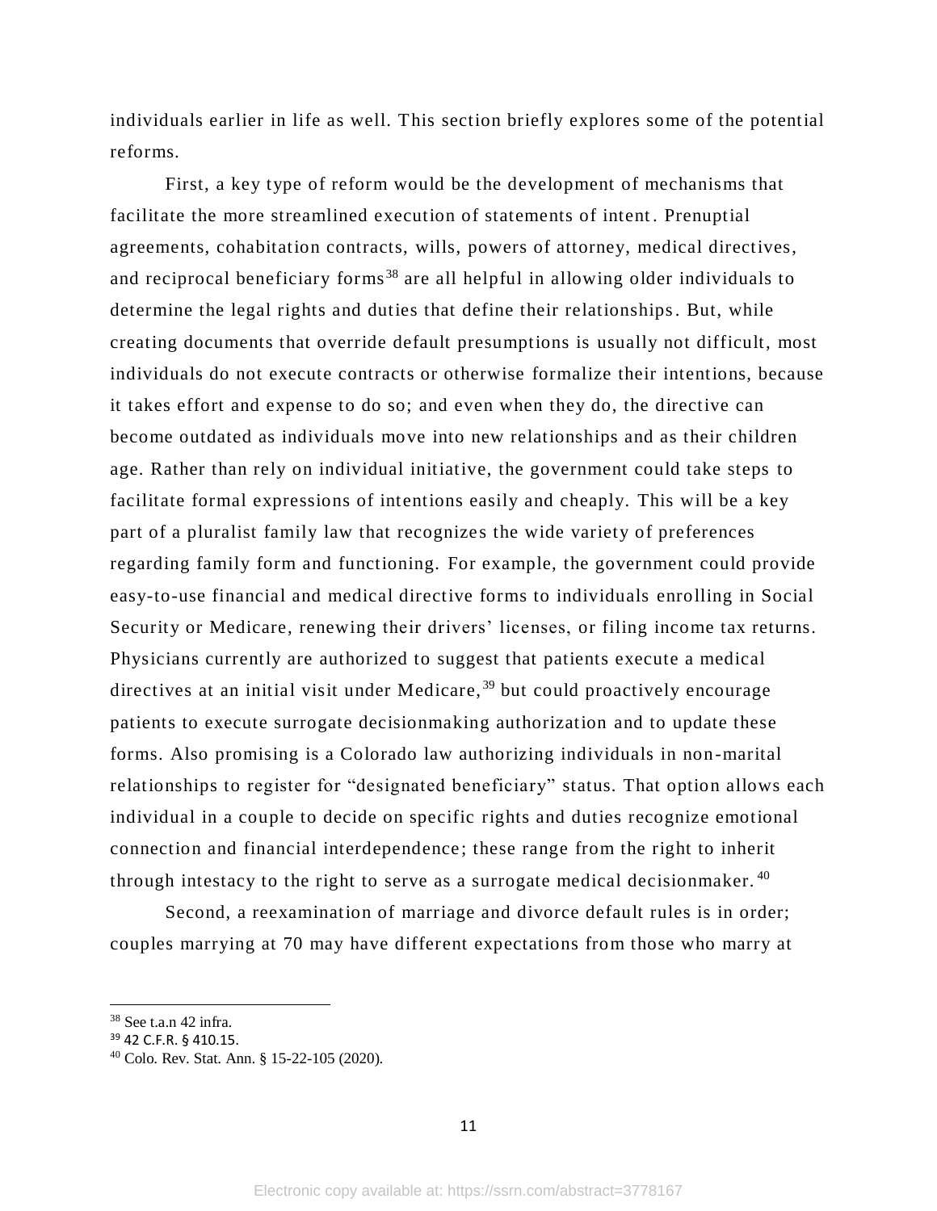individuals earlier in life as well. This section briefly explores some of the potential reforms.

First, a key type of reform would be the development of mechanisms that facilitate the more streamlined execution of statements of intent. Prenuptial agreements, cohabitation contracts, wills, powers of attorney, medical directives, and reciprocal beneficiary forms[38] are all helpful in allowing older individuals to determine the legal rights and duties that define their relationships. But, while creating documents that override default presumptions is usually not difficult, most individuals do not execute contracts or otherwise formalize their intentions, because it takes effort and expense to do so; and even when they do, the directive can become outdated as individuals move into new relationships and as their children age. Rather than rely on individual initiative, the government could take steps to facilitate formal expressions of intentions easily and cheaply. This will be a key part of a pluralist family law that recognizes the wide variety of preferences regarding family form and functioning. For example, the government could provide easy-to-use financial and medical directive forms to individuals enrolling in Social Security or Medicare, renewing their drivers' licenses, or filing income tax returns. Physicians currently are authorized to suggest that patients execute a medical directives at an initial visit under Medicare,[39] but could proactively encourage patients to execute surrogate decisionmaking authorization and to update these forms. Also promising is a Colorado law authorizing individuals in non-marital relationships to register for "designated beneficiary" status. That option allows each individual in a couple to decide on specific rights and duties recognize emotional connection and financial interdependence; these range from the right to inherit through intestacy to the right to serve as a surrogate medical decisionmaker.[40]

Second, a reexamination of marriage and divorce default rules is in order; couples marrying at 70 may have different expectations from those who marry at

---

[38] See t.a.n 42 infra.

[39] 42 C.F.R. § 410.15.

[40] Colo. Rev. Stat. Ann. § 15-22-105 (2020).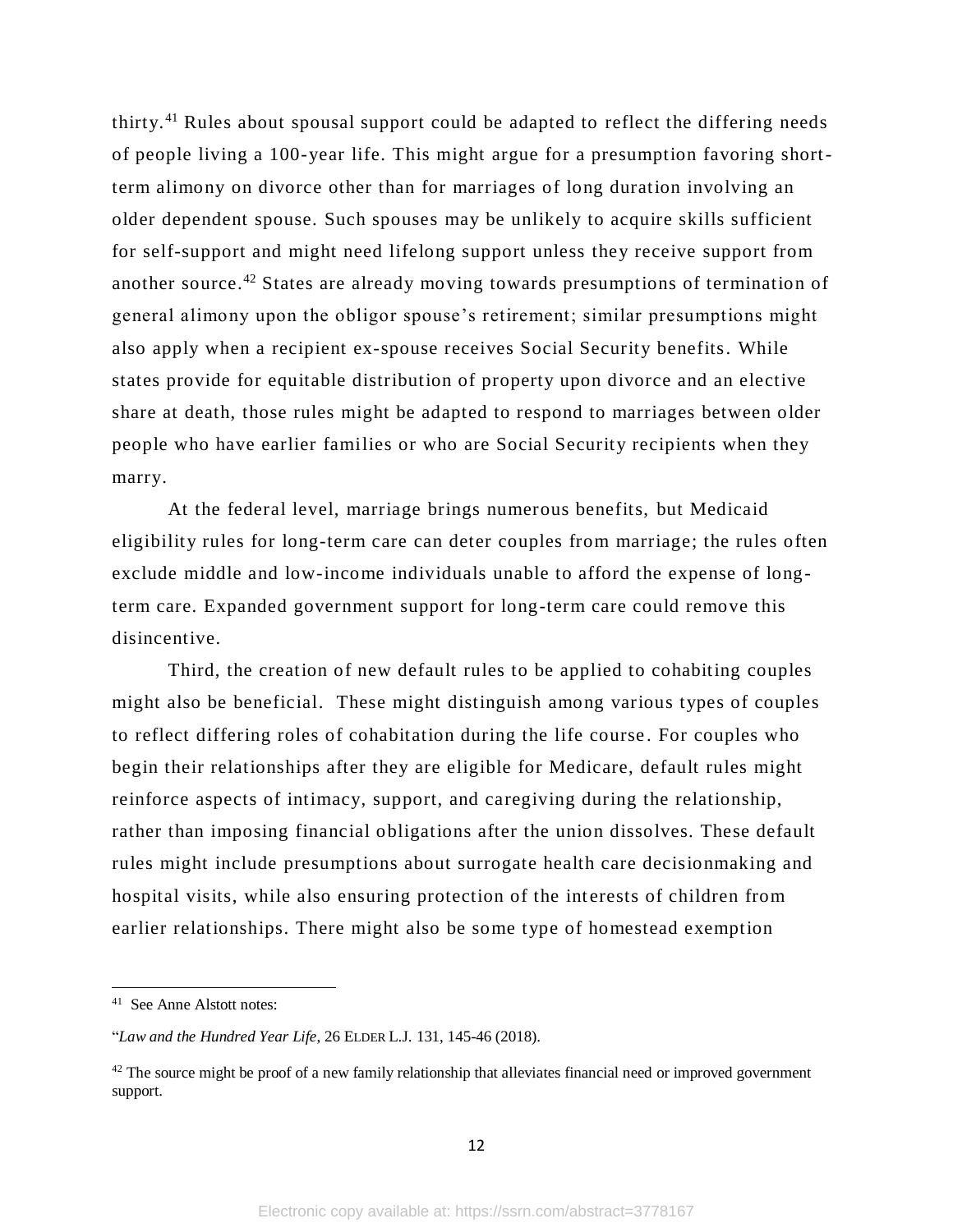thirty.[41] Rules about spousal support could be adapted to reflect the differing needs of people living a 100-year life. This might argue for a presumption favoring short-term alimony on divorce other than for marriages of long duration involving an older dependent spouse. Such spouses may be unlikely to acquire skills sufficient for self-support and might need lifelong support unless they receive support from another source.[42] States are already moving towards presumptions of termination of general alimony upon the obligor spouse's retirement; similar presumptions might also apply when a recipient ex-spouse receives Social Security benefits. While states provide for equitable distribution of property upon divorce and an elective share at death, those rules might be adapted to respond to marriages between older people who have earlier families or who are Social Security recipients when they marry.

At the federal level, marriage brings numerous benefits, but Medicaid eligibility rules for long-term care can deter couples from marriage; the rules often exclude middle and low-income individuals unable to afford the expense of long-term care. Expanded government support for long-term care could remove this disincentive.

Third, the creation of new default rules to be applied to cohabiting couples might also be beneficial. These might distinguish among various types of couples to reflect differing roles of cohabitation during the life course. For couples who begin their relationships after they are eligible for Medicare, default rules might reinforce aspects of intimacy, support, and caregiving during the relationship, rather than imposing financial obligations after the union dissolves. These default rules might include presumptions about surrogate health care decisionmaking and hospital visits, while also ensuring protection of the interests of children from earlier relationships. There might also be some type of homestead exemption

---

[41] See Anne Alstott notes:

"*Law and the Hundred Year Life*, 26 ELDER L.J. 131, 145-46 (2018).

[42] The source might be proof of a new family relationship that alleviates financial need or improved government support.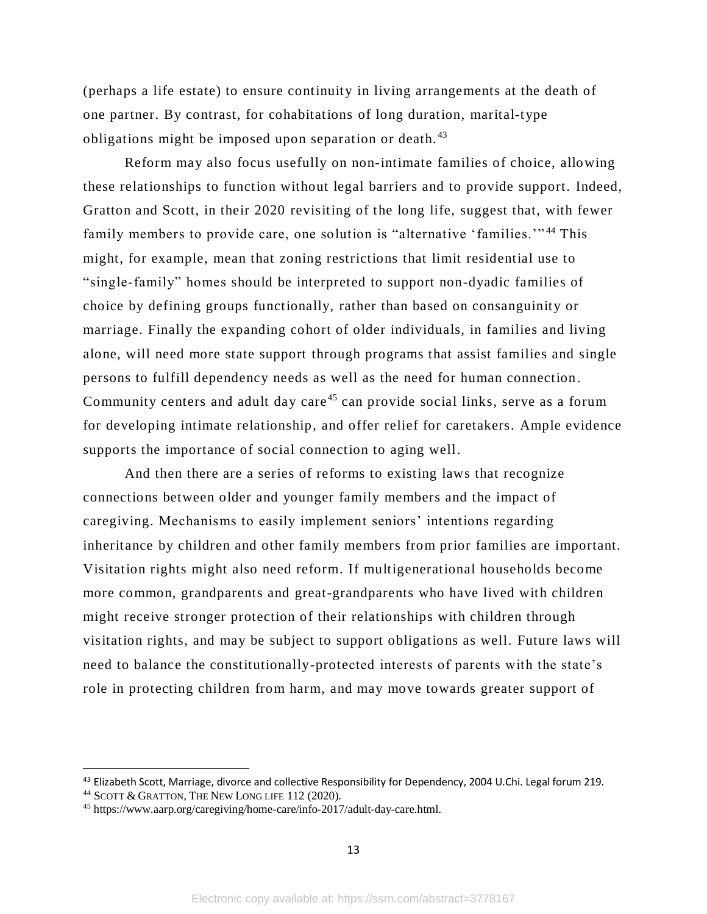(perhaps a life estate) to ensure continuity in living arrangements at the death of one partner. By contrast, for cohabitations of long duration, marital-type obligations might be imposed upon separation or death.[43]

Reform may also focus usefully on non-intimate families of choice, allowing these relationships to function without legal barriers and to provide support. Indeed, Gratton and Scott, in their 2020 revisiting of the long life, suggest that, with fewer family members to provide care, one solution is "alternative 'families.'"[44] This might, for example, mean that zoning restrictions that limit residential use to "single-family" homes should be interpreted to support non-dyadic families of choice by defining groups functionally, rather than based on consanguinity or marriage. Finally the expanding cohort of older individuals, in families and living alone, will need more state support through programs that assist families and single persons to fulfill dependency needs as well as the need for human connection. Community centers and adult day care[45] can provide social links, serve as a forum for developing intimate relationship, and offer relief for caretakers. Ample evidence supports the importance of social connection to aging well.

And then there are a series of reforms to existing laws that recognize connections between older and younger family members and the impact of caregiving. Mechanisms to easily implement seniors' intentions regarding inheritance by children and other family members from prior families are important. Visitation rights might also need reform. If multigenerational households become more common, grandparents and great-grandparents who have lived with children might receive stronger protection of their relationships with children through visitation rights, and may be subject to support obligations as well. Future laws will need to balance the constitutionally-protected interests of parents with the state's role in protecting children from harm, and may move towards greater support of

---

[43] Elizabeth Scott, Marriage, divorce and collective Responsibility for Dependency, 2004 U.Chi. Legal forum 219.

[44] SCOTT & GRATTON, THE NEW LONG LIFE 112 (2020).

[45] https://www.aarp.org/caregiving/home-care/info-2017/adult-day-care.html.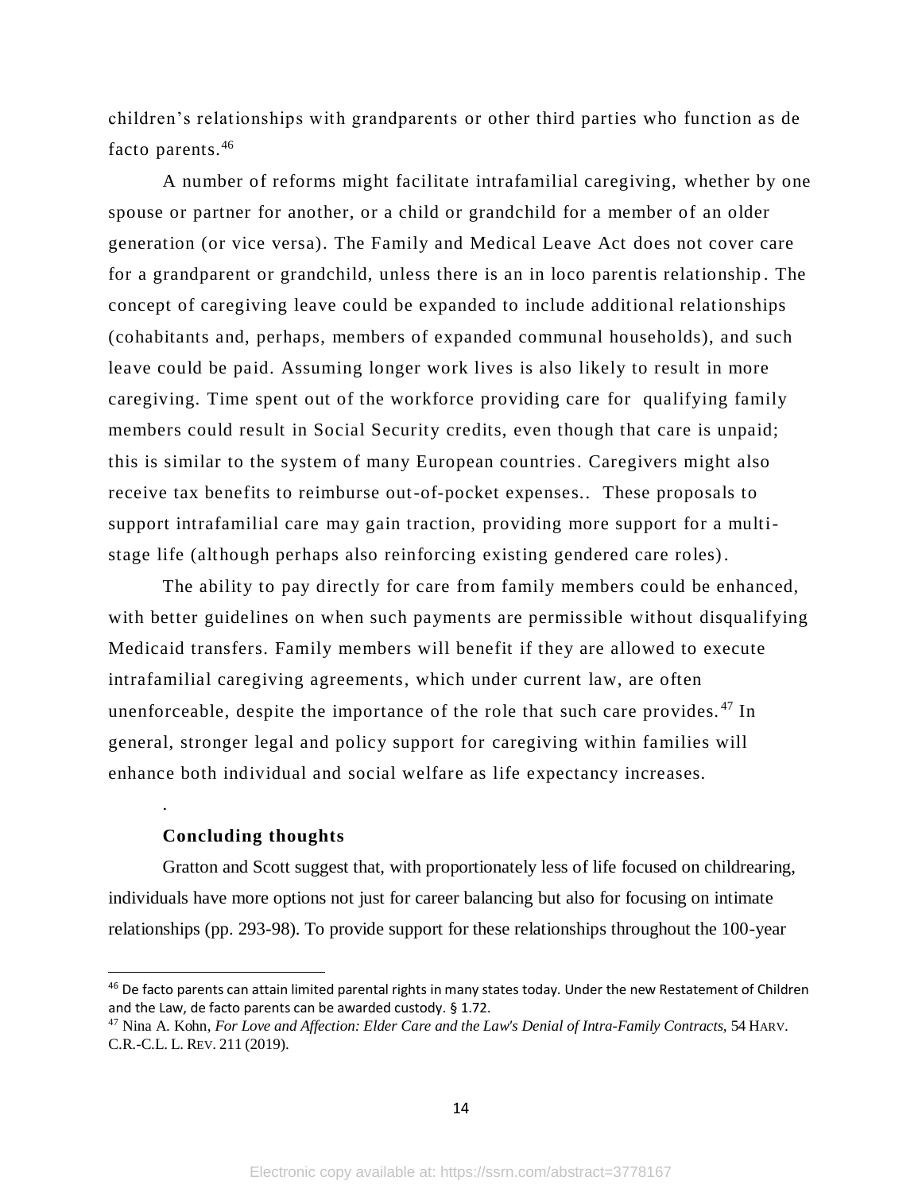children's relationships with grandparents or other third parties who function as de facto parents.[46]

A number of reforms might facilitate intrafamilial caregiving, whether by one spouse or partner for another, or a child or grandchild for a member of an older generation (or vice versa). The Family and Medical Leave Act does not cover care for a grandparent or grandchild, unless there is an in loco parentis relationship. The concept of caregiving leave could be expanded to include additional relationships (cohabitants and, perhaps, members of expanded communal households), and such leave could be paid. Assuming longer work lives is also likely to result in more caregiving. Time spent out of the workforce providing care for qualifying family members could result in Social Security credits, even though that care is unpaid; this is similar to the system of many European countries. Caregivers might also receive tax benefits to reimburse out-of-pocket expenses.. These proposals to support intrafamilial care may gain traction, providing more support for a multi-stage life (although perhaps also reinforcing existing gendered care roles).

The ability to pay directly for care from family members could be enhanced, with better guidelines on when such payments are permissible without disqualifying Medicaid transfers. Family members will benefit if they are allowed to execute intrafamilial caregiving agreements, which under current law, are often unenforceable, despite the importance of the role that such care provides.[47] In general, stronger legal and policy support for caregiving within families will enhance both individual and social welfare as life expectancy increases.

.

**Concluding thoughts**

Gratton and Scott suggest that, with proportionately less of life focused on childrearing, individuals have more options not just for career balancing but also for focusing on intimate relationships (pp. 293-98). To provide support for these relationships throughout the 100-year

---

[46] De facto parents can attain limited parental rights in many states today. Under the new Restatement of Children and the Law, de facto parents can be awarded custody. § 1.72.

[47] Nina A. Kohn, *For Love and Affection: Elder Care and the Law's Denial of Intra-Family Contracts*, 54 HARV. C.R.-C.L. L. REV. 211 (2019).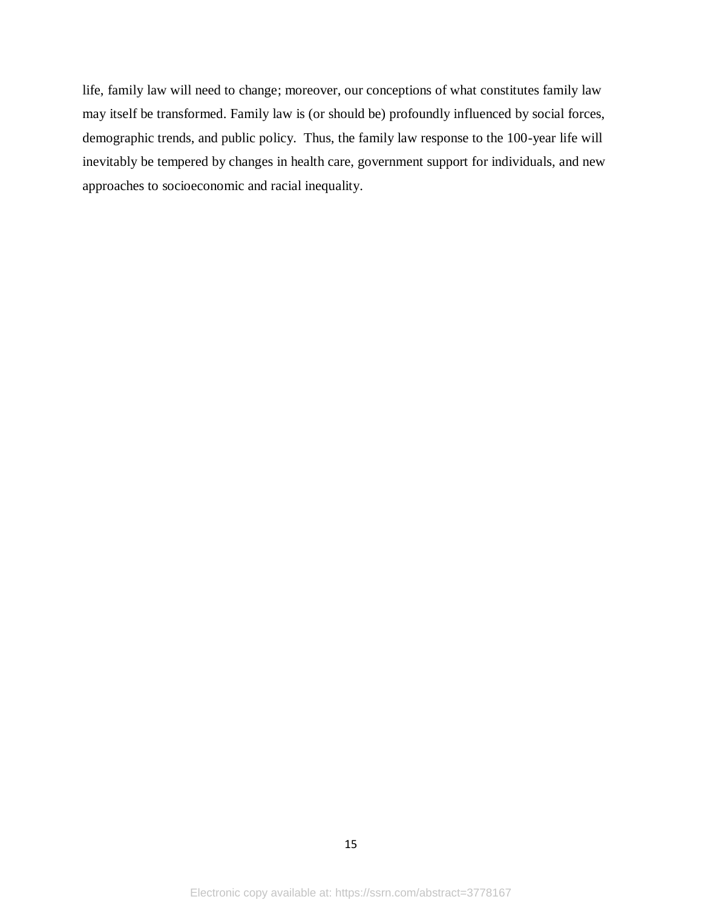life, family law will need to change; moreover, our conceptions of what constitutes family law may itself be transformed. Family law is (or should be) profoundly influenced by social forces, demographic trends, and public policy. Thus, the family law response to the 100-year life will inevitably be tempered by changes in health care, government support for individuals, and new approaches to socioeconomic and racial inequality.